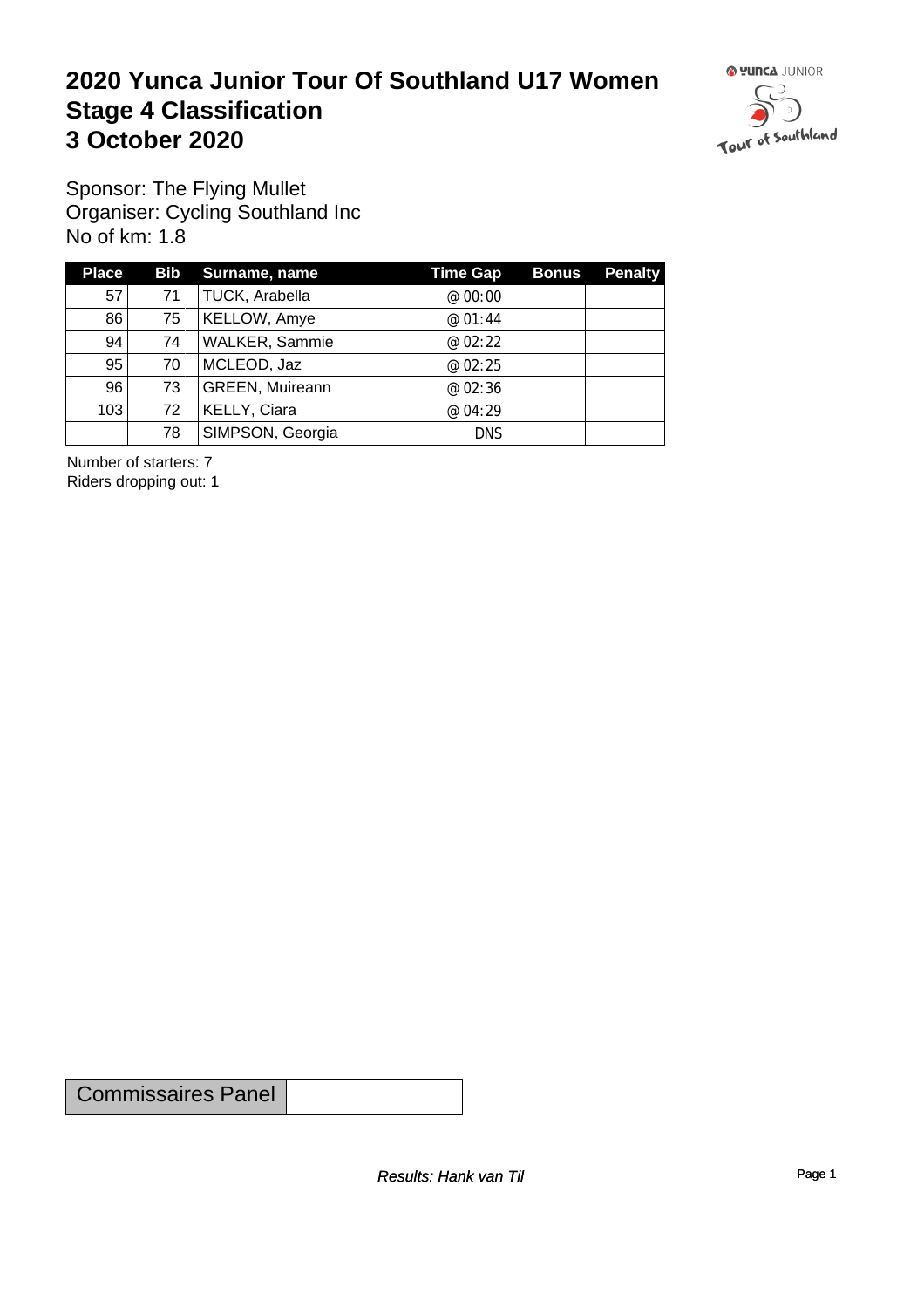# 2020 Yunca Junior Tour Of Southland U17 Women
# Stage 4 Classification
# 3 October 2020

Sponsor: The Flying Mullet
Organiser: Cycling Southland Inc
No of km: 1.8

| Place | Bib | Surname, name | Time Gap | Bonus | Penalty |
|---|---|---|---|---|---|
| 57 | 71 | TUCK, Arabella | @ 00:00 | | |
| 86 | 75 | KELLOW, Amye | @ 01:44 | | |
| 94 | 74 | WALKER, Sammie | @ 02:22 | | |
| 95 | 70 | MCLEOD, Jaz | @ 02:25 | | |
| 96 | 73 | GREEN, Muireann | @ 02:36 | | |
| 103 | 72 | KELLY, Ciara | @ 04:29 | | |
| | 78 | SIMPSON, Georgia | DNS | | |

Number of starters: 7
Riders dropping out: 1

| Commissaires Panel | |
|---|---|

*Results: Hank van Til*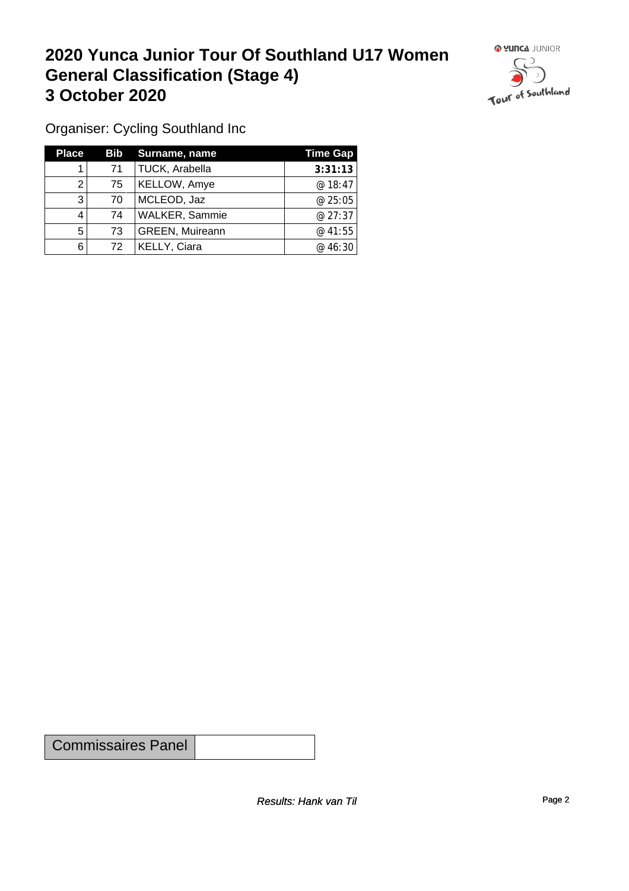# 2020 Yunca Junior Tour Of Southland U17 Women
# General Classification (Stage 4)
# 3 October 2020

Organiser: Cycling Southland Inc

| Place | Bib | Surname, name | Time Gap |
|---|---|---|---|
| 1 | 71 | TUCK, Arabella | **3:31:13** |
| 2 | 75 | KELLOW, Amye | @ 18:47 |
| 3 | 70 | MCLEOD, Jaz | @ 25:05 |
| 4 | 74 | WALKER, Sammie | @ 27:37 |
| 5 | 73 | GREEN, Muireann | @ 41:55 |
| 6 | 72 | KELLY, Ciara | @ 46:30 |

| Commissaires Panel | |
|---|---|

*Results: Hank van Til*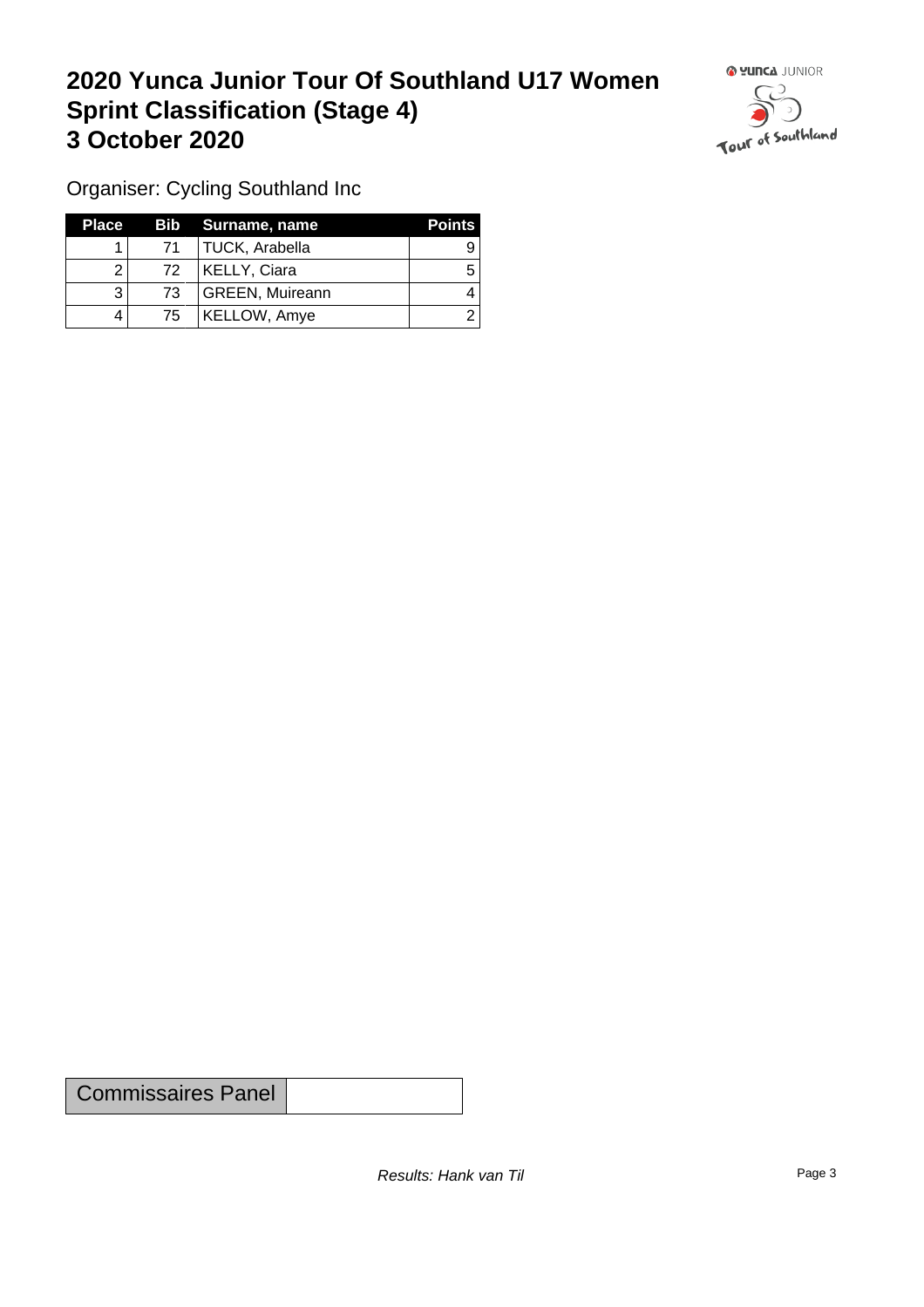# 2020 Yunca Junior Tour Of Southland U17 Women
# Sprint Classification (Stage 4)
# 3 October 2020

Organiser: Cycling Southland Inc

| Place | Bib | Surname, name | Points |
|---|---|---|---|
| 1 | 71 | TUCK, Arabella | 9 |
| 2 | 72 | KELLY, Ciara | 5 |
| 3 | 73 | GREEN, Muireann | 4 |
| 4 | 75 | KELLOW, Amye | 2 |

| Commissaires Panel | |
|---|---|

*Results: Hank van Til*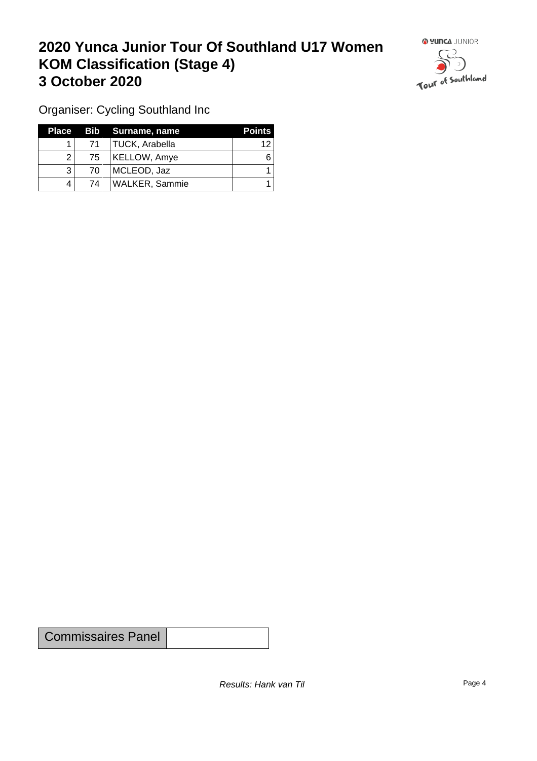# 2020 Yunca Junior Tour Of Southland U17 Women
# KOM Classification (Stage 4)
# 3 October 2020

Organiser: Cycling Southland Inc

| Place | Bib | Surname, name | Points |
|---|---|---|---|
| 1 | 71 | TUCK, Arabella | 12 |
| 2 | 75 | KELLOW, Amye | 6 |
| 3 | 70 | MCLEOD, Jaz | 1 |
| 4 | 74 | WALKER, Sammie | 1 |

| Commissaires Panel | |
|---|---|

*Results: Hank van Til*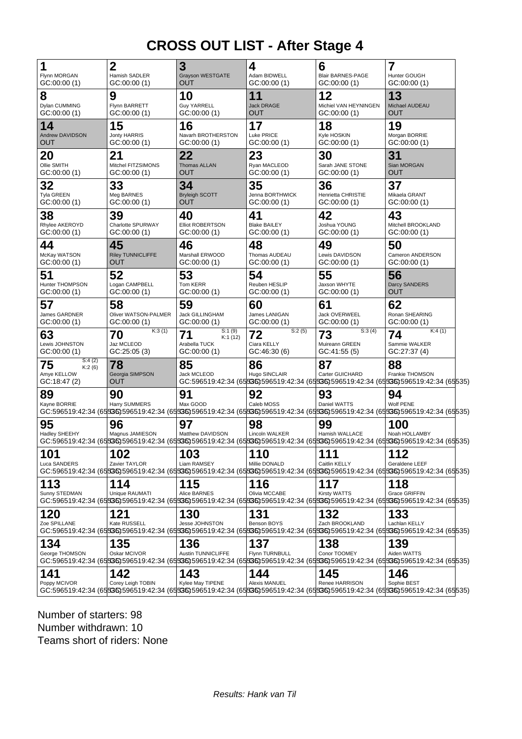# CROSS OUT LIST - After Stage 4

| | | | | | |
|---|---|---|---|---|---|
| **1**<br>Flynn MORGAN<br>GC:00:00 (1) | **2**<br>Hamish SADLER<br>GC:00:00 (1) | **3**<br>Grayson WESTGATE<br>OUT | **4**<br>Adam BIDWELL<br>GC:00:00 (1) | **6**<br>Blair BARNES-PAGE<br>GC:00:00 (1) | **7**<br>Hunter GOUGH<br>GC:00:00 (1) |
| **8**<br>Dylan CUMMING<br>GC:00:00 (1) | **9**<br>Flynn BARRETT<br>GC:00:00 (1) | **10**<br>Guy YARRELL<br>GC:00:00 (1) | **11**<br>Jack DRAGE<br>OUT | **12**<br>Michiel VAN HEYNINGEN<br>GC:00:00 (1) | **13**<br>Michael AUDEAU<br>OUT |
| **14**<br>Andrew DAVIDSON<br>OUT | **15**<br>Jonty HARRIS<br>GC:00:00 (1) | **16**<br>Navarh BROTHERSTON<br>GC:00:00 (1) | **17**<br>Luke PRICE<br>GC:00:00 (1) | **18**<br>Kyle HOSKIN<br>GC:00:00 (1) | **19**<br>Morgan BORRIE<br>GC:00:00 (1) |
| **20**<br>Ollie SMITH<br>GC:00:00 (1) | **21**<br>Mitchel FITZSIMONS<br>GC:00:00 (1) | **22**<br>Thomas ALLAN<br>OUT | **23**<br>Ryan MACLEOD<br>GC:00:00 (1) | **30**<br>Sarah JANE STONE<br>GC:00:00 (1) | **31**<br>Sian MORGAN<br>OUT |
| **32**<br>Tyla GREEN<br>GC:00:00 (1) | **33**<br>Meg BARNES<br>GC:00:00 (1) | **34**<br>Bryleigh SCOTT<br>OUT | **35**<br>Jenna BORTHWICK<br>GC:00:00 (1) | **36**<br>Henrietta CHRISTIE<br>GC:00:00 (1) | **37**<br>Mikaela GRANT<br>GC:00:00 (1) |
| **38**<br>Rhylee AKEROYD<br>GC:00:00 (1) | **39**<br>Charlotte SPURWAY<br>GC:00:00 (1) | **40**<br>Elliot ROBERTSON<br>GC:00:00 (1) | **41**<br>Blake BAILEY<br>GC:00:00 (1) | **42**<br>Joshua YOUNG<br>GC:00:00 (1) | **43**<br>Mitchell BROOKLAND<br>GC:00:00 (1) |
| **44**<br>McKay WATSON<br>GC:00:00 (1) | **45**<br>Riley TUNNICLIFFE<br>OUT | **46**<br>Marshall ERWOOD<br>GC:00:00 (1) | **48**<br>Thomas AUDEAU<br>GC:00:00 (1) | **49**<br>Lewis DAVIDSON<br>GC:00:00 (1) | **50**<br>Cameron ANDERSON<br>GC:00:00 (1) |
| **51**<br>Hunter THOMPSON<br>GC:00:00 (1) | **52**<br>Logan CAMPBELL<br>GC:00:00 (1) | **53**<br>Tom KERR<br>GC:00:00 (1) | **54**<br>Reuben HESLIP<br>GC:00:00 (1) | **55**<br>Jaxson WHYTE<br>GC:00:00 (1) | **56**<br>Darcy SANDERS<br>OUT |
| **57**<br>James GARDNER<br>GC:00:00 (1) | **58**<br>Oliver WATSON-PALMER<br>GC:00:00 (1) | **59**<br>Jack GILLINGHAM<br>GC:00:00 (1) | **60**<br>James LANIGAN<br>GC:00:00 (1) | **61**<br>Jack OVERWEEL<br>GC:00:00 (1) | **62**<br>Ronan SHEARING<br>GC:00:00 (1) |
| **63**<br>Lewis JOHNSTON<br>GC:00:00 (1) | **70** K:3 (1)<br>Jaz MCLEOD<br>GC:25:05 (3) | **71** S:1 (9) K:1 (12)<br>Arabella TUCK<br>GC:00:00 (1) | **72** S:2 (5)<br>Ciara KELLY<br>GC:46:30 (6) | **73** S:3 (4)<br>Muireann GREEN<br>GC:41:55 (5) | **74** K:4 (1)<br>Sammie WALKER<br>GC:27:37 (4) |
| **75** S:4 (2) K:2 (6)<br>Amye KELLOW<br>GC:18:47 (2) | **78**<br>Georgia SIMPSON<br>OUT | **85**<br>Jack MCLEOD<br>GC:596519:42:34 (65536) | **86**<br>Hugo SINCLAIR<br>GC:596519:42:34 (65536) | **87**<br>Carter GUICHARD<br>GC:596519:42:34 (65536) | **88**<br>Frankie THOMSON<br>GC:596519:42:34 (65535) |
| **89**<br>Kayne BORRIE<br>GC:596519:42:34 (65536) | **90**<br>Harry SUMMERS<br>GC:596519:42:34 (65536) | **91**<br>Max GOOD<br>GC:596519:42:34 (65536) | **92**<br>Caleb MOSS<br>GC:596519:42:34 (65536) | **93**<br>Daniel WATTS<br>GC:596519:42:34 (65536) | **94**<br>Wolf PENE<br>GC:596519:42:34 (65535) |
| **95**<br>Hadley SHEEHY<br>GC:596519:42:34 (65536) | **96**<br>Magnus JAMIESON<br>GC:596519:42:34 (65536) | **97**<br>Matthew DAVIDSON<br>GC:596519:42:34 (65536) | **98**<br>Lincoln WALKER<br>GC:596519:42:34 (65536) | **99**<br>Hamish WALLACE<br>GC:596519:42:34 (65536) | **100**<br>Noah HOLLAMBY<br>GC:596519:42:34 (65535) |
| **101**<br>Luca SANDERS<br>GC:596519:42:34 (65536) | **102**<br>Zavier TAYLOR<br>GC:596519:42:34 (65536) | **103**<br>Liam RAMSEY<br>GC:596519:42:34 (65536) | **110**<br>Millie DONALD<br>GC:596519:42:34 (65536) | **111**<br>Caitlin KELLY<br>GC:596519:42:34 (65536) | **112**<br>Geraldene LEEF<br>GC:596519:42:34 (65535) |
| **113**<br>Sunny STEDMAN<br>GC:596519:42:34 (65536) | **114**<br>Unique RAUMATI<br>GC:596519:42:34 (65536) | **115**<br>Alice BARNES<br>GC:596519:42:34 (65536) | **116**<br>Olivia MCCABE<br>GC:596519:42:34 (65536) | **117**<br>Kirsty WATTS<br>GC:596519:42:34 (65536) | **118**<br>Grace GRIFFIN<br>GC:596519:42:34 (65535) |
| **120**<br>Zoe SPILLANE<br>GC:596519:42:34 (65536) | **121**<br>Kate RUSSELL<br>GC:596519:42:34 (65536) | **130**<br>Jesse JOHNSTON<br>GC:596519:42:34 (65536) | **131**<br>Benson BOYS<br>GC:596519:42:34 (65536) | **132**<br>Zach BROOKLAND<br>GC:596519:42:34 (65536) | **133**<br>Lachlan KELLY<br>GC:596519:42:34 (65535) |
| **134**<br>George THOMSON<br>GC:596519:42:34 (65536) | **135**<br>Oskar MCIVOR<br>GC:596519:42:34 (65536) | **136**<br>Austin TUNNICLIFFE<br>GC:596519:42:34 (65536) | **137**<br>Flynn TURNBULL<br>GC:596519:42:34 (65536) | **138**<br>Conor TOOMEY<br>GC:596519:42:34 (65536) | **139**<br>Aiden WATTS<br>GC:596519:42:34 (65535) |
| **141**<br>Poppy MCIVOR<br>GC:596519:42:34 (65536) | **142**<br>Corey Leigh TOBIN<br>GC:596519:42:34 (65536) | **143**<br>Kylee May TIPENE<br>GC:596519:42:34 (65536) | **144**<br>Alexis MANUEL<br>GC:596519:42:34 (65536) | **145**<br>Renee HARRISON<br>GC:596519:42:34 (65536) | **146**<br>Sophie BEST<br>GC:596519:42:34 (65535) |

Number of starters: 98
Number withdrawn: 10
Teams short of riders: None

*Results: Hank van Til*